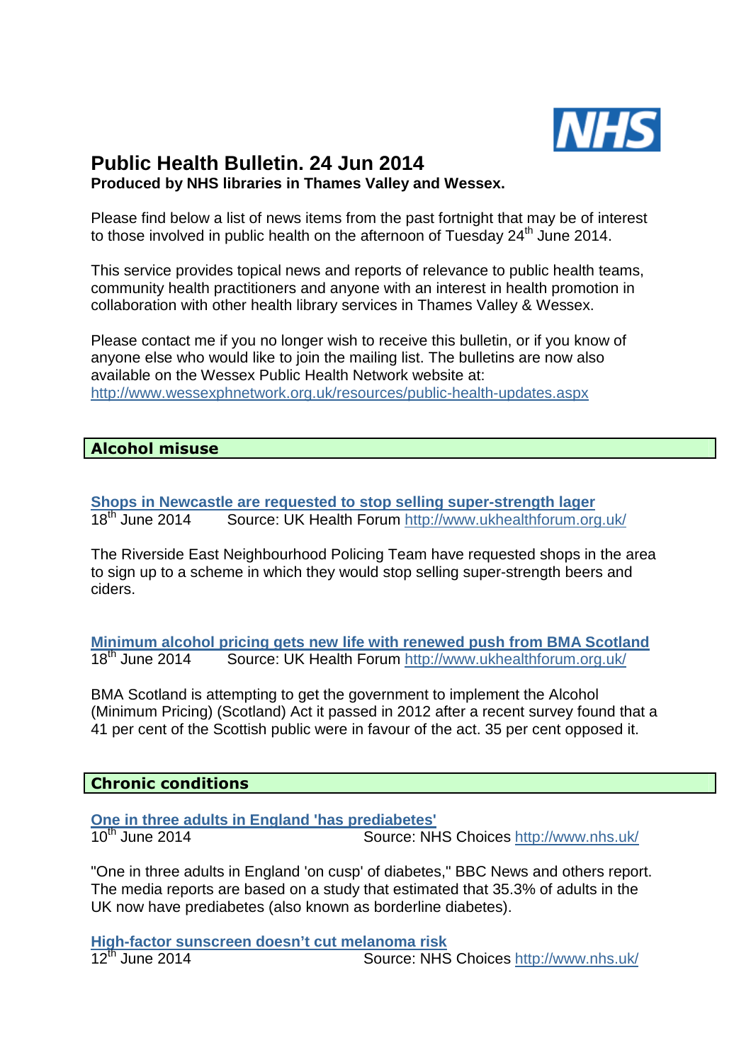# Public Health Bulletin. 24 Jun 2014

**Produced by NHS libraries in Thames Valley and Wessex.**

Please find below a list of news items from the past fortnight that may be of interest to those involved in public health on the afternoon of Tuesday 24th June 2014.

This service provides topical news and reports of relevance to public health teams, community health practitioners and anyone with an interest in health promotion in collaboration with other health library services in Thames Valley & Wessex.

Please contact me if you no longer wish to receive this bulletin, or if you know of anyone else who would like to join the mailing list. The bulletins are now also available on the Wessex Public Health Network website at: http://www.wessexphnetwork.org.uk/resources/public-health-updates.aspx

## Alcohol misuse

**Shops in Newcastle are requested to stop selling super-strength lager**
18th June 2014 Source: UK Health Forum http://www.ukhealthforum.org.uk/

The Riverside East Neighbourhood Policing Team have requested shops in the area to sign up to a scheme in which they would stop selling super-strength beers and ciders.

**Minimum alcohol pricing gets new life with renewed push from BMA Scotland**
18th June 2014 Source: UK Health Forum http://www.ukhealthforum.org.uk/

BMA Scotland is attempting to get the government to implement the Alcohol (Minimum Pricing) (Scotland) Act it passed in 2012 after a recent survey found that a 41 per cent of the Scottish public were in favour of the act. 35 per cent opposed it.

## Chronic conditions

**One in three adults in England 'has prediabetes'**
10th June 2014 Source: NHS Choices http://www.nhs.uk/

"One in three adults in England 'on cusp' of diabetes," BBC News and others report. The media reports are based on a study that estimated that 35.3% of adults in the UK now have prediabetes (also known as borderline diabetes).

**High-factor sunscreen doesn't cut melanoma risk**
12th June 2014 Source: NHS Choices http://www.nhs.uk/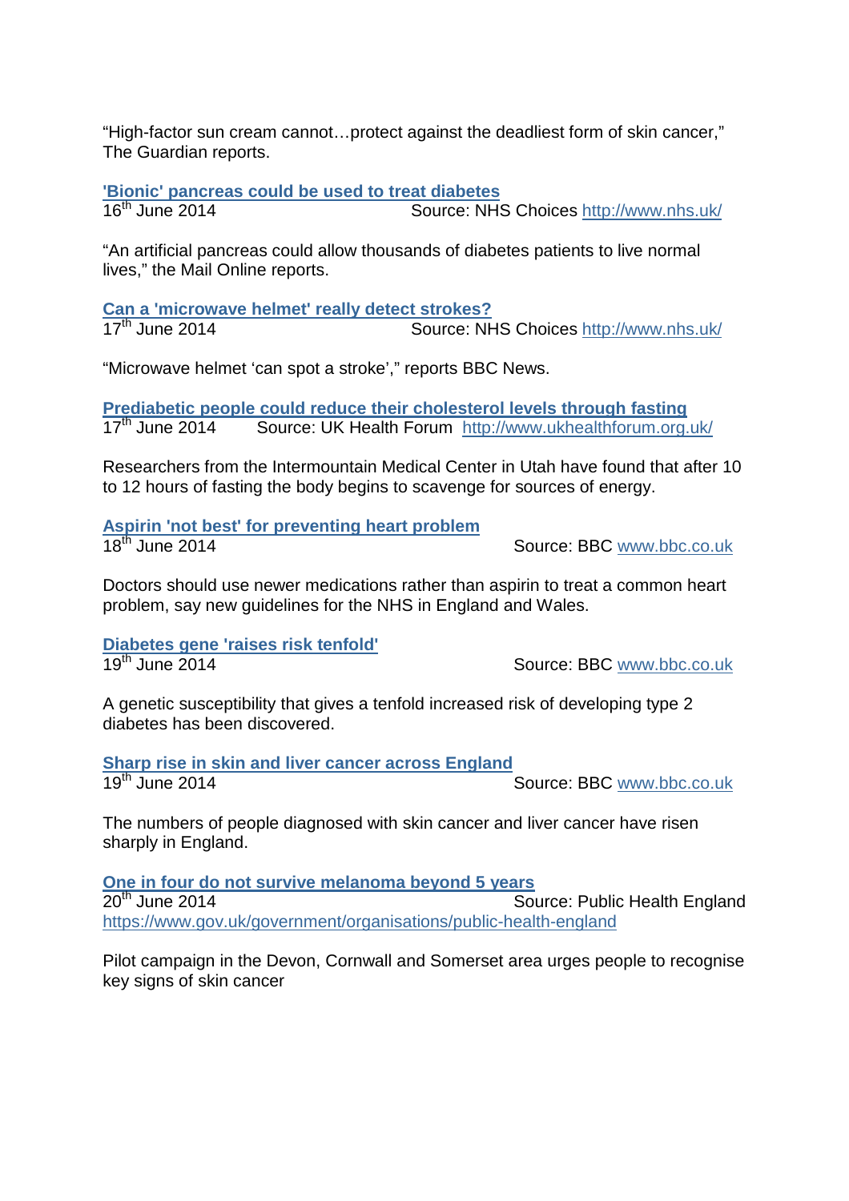"High-factor sun cream cannot…protect against the deadliest form of skin cancer," The Guardian reports.

**'Bionic' pancreas could be used to treat diabetes**
16th June 2014 Source: NHS Choices http://www.nhs.uk/

"An artificial pancreas could allow thousands of diabetes patients to live normal lives," the Mail Online reports.

**Can a 'microwave helmet' really detect strokes?**
17th June 2014 Source: NHS Choices http://www.nhs.uk/

"Microwave helmet 'can spot a stroke'," reports BBC News.

**Prediabetic people could reduce their cholesterol levels through fasting**
17th June 2014 Source: UK Health Forum http://www.ukhealthforum.org.uk/

Researchers from the Intermountain Medical Center in Utah have found that after 10 to 12 hours of fasting the body begins to scavenge for sources of energy.

**Aspirin 'not best' for preventing heart problem**
18th June 2014 Source: BBC www.bbc.co.uk

Doctors should use newer medications rather than aspirin to treat a common heart problem, say new guidelines for the NHS in England and Wales.

**Diabetes gene 'raises risk tenfold'**
19th June 2014 Source: BBC www.bbc.co.uk

A genetic susceptibility that gives a tenfold increased risk of developing type 2 diabetes has been discovered.

**Sharp rise in skin and liver cancer across England**
19th June 2014 Source: BBC www.bbc.co.uk

The numbers of people diagnosed with skin cancer and liver cancer have risen sharply in England.

**One in four do not survive melanoma beyond 5 years**
20th June 2014 Source: Public Health England
https://www.gov.uk/government/organisations/public-health-england

Pilot campaign in the Devon, Cornwall and Somerset area urges people to recognise key signs of skin cancer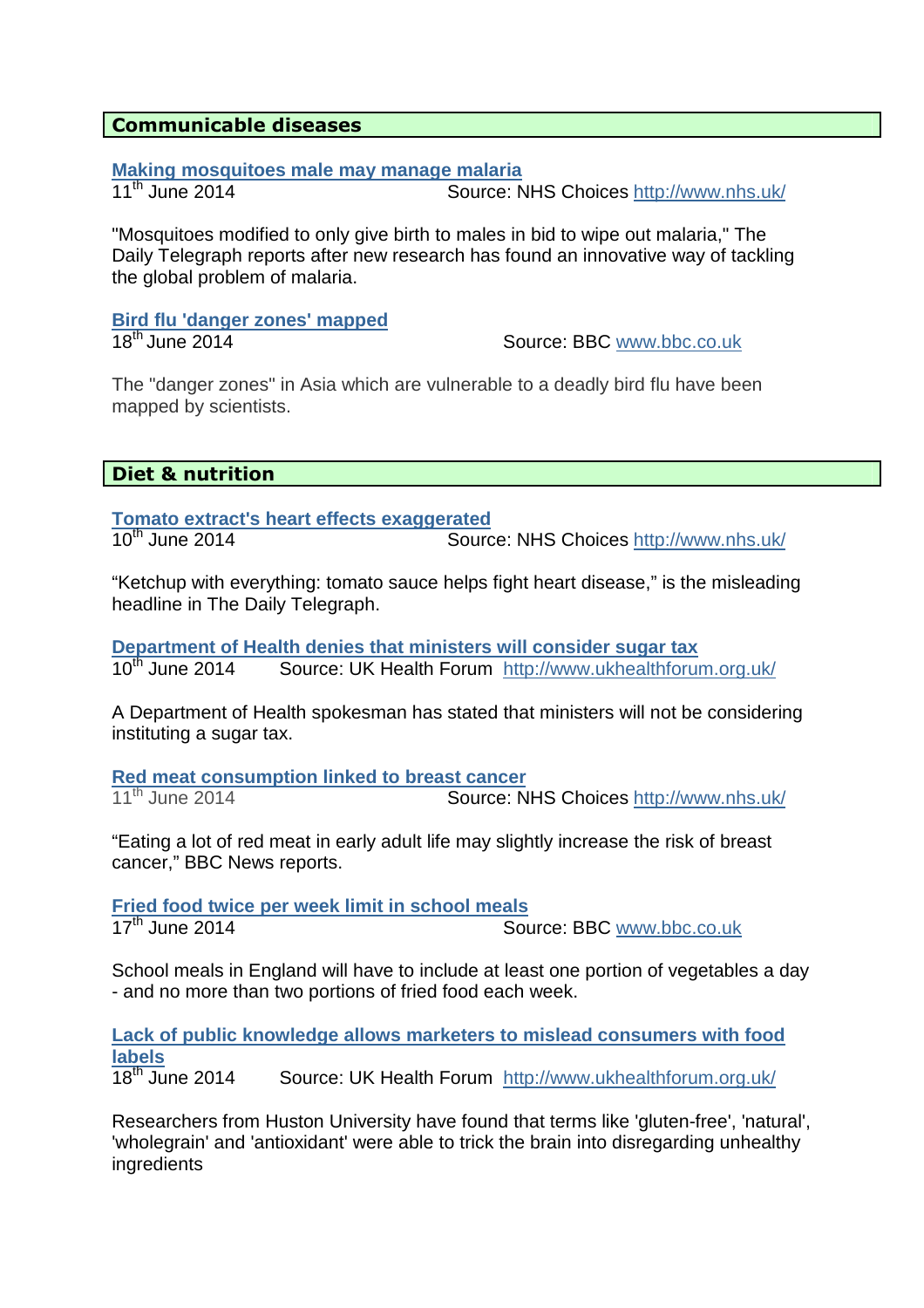## Communicable diseases

**Making mosquitoes male may manage malaria**

11th June 2014 Source: NHS Choices http://www.nhs.uk/

"Mosquitoes modified to only give birth to males in bid to wipe out malaria," The Daily Telegraph reports after new research has found an innovative way of tackling the global problem of malaria.

**Bird flu 'danger zones' mapped**

18th June 2014 Source: BBC www.bbc.co.uk

The "danger zones" in Asia which are vulnerable to a deadly bird flu have been mapped by scientists.

## Diet & nutrition

**Tomato extract's heart effects exaggerated**

10th June 2014 Source: NHS Choices http://www.nhs.uk/

"Ketchup with everything: tomato sauce helps fight heart disease," is the misleading headline in The Daily Telegraph.

**Department of Health denies that ministers will consider sugar tax**

10th June 2014 Source: UK Health Forum http://www.ukhealthforum.org.uk/

A Department of Health spokesman has stated that ministers will not be considering instituting a sugar tax.

**Red meat consumption linked to breast cancer**

11th June 2014 Source: NHS Choices http://www.nhs.uk/

"Eating a lot of red meat in early adult life may slightly increase the risk of breast cancer," BBC News reports.

**Fried food twice per week limit in school meals**

17th June 2014 Source: BBC www.bbc.co.uk

School meals in England will have to include at least one portion of vegetables a day - and no more than two portions of fried food each week.

**Lack of public knowledge allows marketers to mislead consumers with food labels**

18th June 2014 Source: UK Health Forum http://www.ukhealthforum.org.uk/

Researchers from Huston University have found that terms like 'gluten-free', 'natural', 'wholegrain' and 'antioxidant' were able to trick the brain into disregarding unhealthy ingredients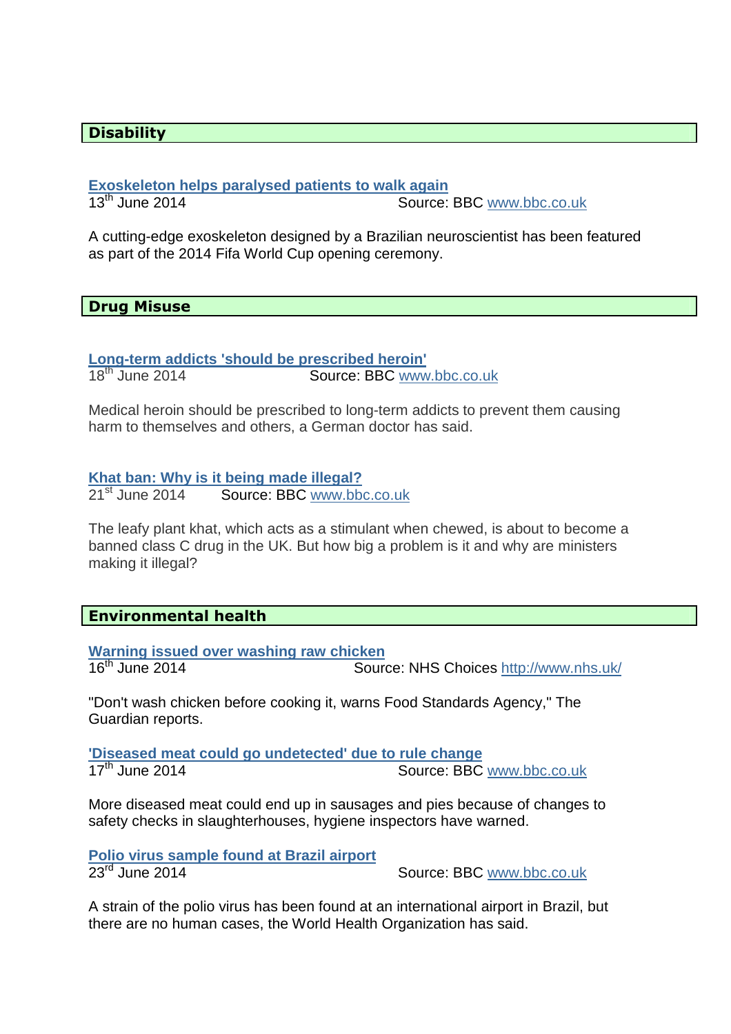## Disability

**Exoskeleton helps paralysed patients to walk again**
13th June 2014 Source: BBC www.bbc.co.uk

A cutting-edge exoskeleton designed by a Brazilian neuroscientist has been featured as part of the 2014 Fifa World Cup opening ceremony.

## Drug Misuse

**Long-term addicts 'should be prescribed heroin'**
18th June 2014 Source: BBC www.bbc.co.uk

Medical heroin should be prescribed to long-term addicts to prevent them causing harm to themselves and others, a German doctor has said.

**Khat ban: Why is it being made illegal?**
21st June 2014 Source: BBC www.bbc.co.uk

The leafy plant khat, which acts as a stimulant when chewed, is about to become a banned class C drug in the UK. But how big a problem is it and why are ministers making it illegal?

## Environmental health

**Warning issued over washing raw chicken**
16th June 2014 Source: NHS Choices http://www.nhs.uk/

"Don't wash chicken before cooking it, warns Food Standards Agency," The Guardian reports.

**'Diseased meat could go undetected' due to rule change**
17th June 2014 Source: BBC www.bbc.co.uk

More diseased meat could end up in sausages and pies because of changes to safety checks in slaughterhouses, hygiene inspectors have warned.

**Polio virus sample found at Brazil airport**
23rd June 2014 Source: BBC www.bbc.co.uk

A strain of the polio virus has been found at an international airport in Brazil, but there are no human cases, the World Health Organization has said.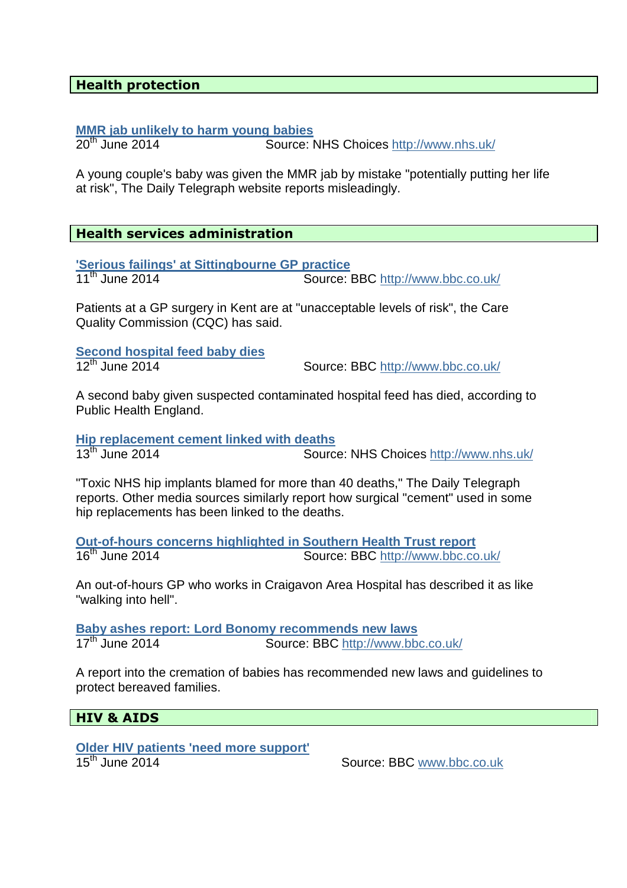## Health protection

**[MMR jab unlikely to harm young babies](http://www.nhs.uk/)**
20th June 2014 Source: NHS Choices http://www.nhs.uk/

A young couple's baby was given the MMR jab by mistake "potentially putting her life at risk", The Daily Telegraph website reports misleadingly.

## Health services administration

**'Serious failings' at Sittingbourne GP practice**
11th June 2014 Source: BBC http://www.bbc.co.uk/

Patients at a GP surgery in Kent are at "unacceptable levels of risk", the Care Quality Commission (CQC) has said.

**Second hospital feed baby dies**
12th June 2014 Source: BBC http://www.bbc.co.uk/

A second baby given suspected contaminated hospital feed has died, according to Public Health England.

**Hip replacement cement linked with deaths**
13th June 2014 Source: NHS Choices http://www.nhs.uk/

"Toxic NHS hip implants blamed for more than 40 deaths," The Daily Telegraph reports. Other media sources similarly report how surgical "cement" used in some hip replacements has been linked to the deaths.

**Out-of-hours concerns highlighted in Southern Health Trust report**
16th June 2014 Source: BBC http://www.bbc.co.uk/

An out-of-hours GP who works in Craigavon Area Hospital has described it as like "walking into hell".

**Baby ashes report: Lord Bonomy recommends new laws**
17th June 2014 Source: BBC http://www.bbc.co.uk/

A report into the cremation of babies has recommended new laws and guidelines to protect bereaved families.

## HIV & AIDS

**Older HIV patients 'need more support'**
15th June 2014 Source: BBC www.bbc.co.uk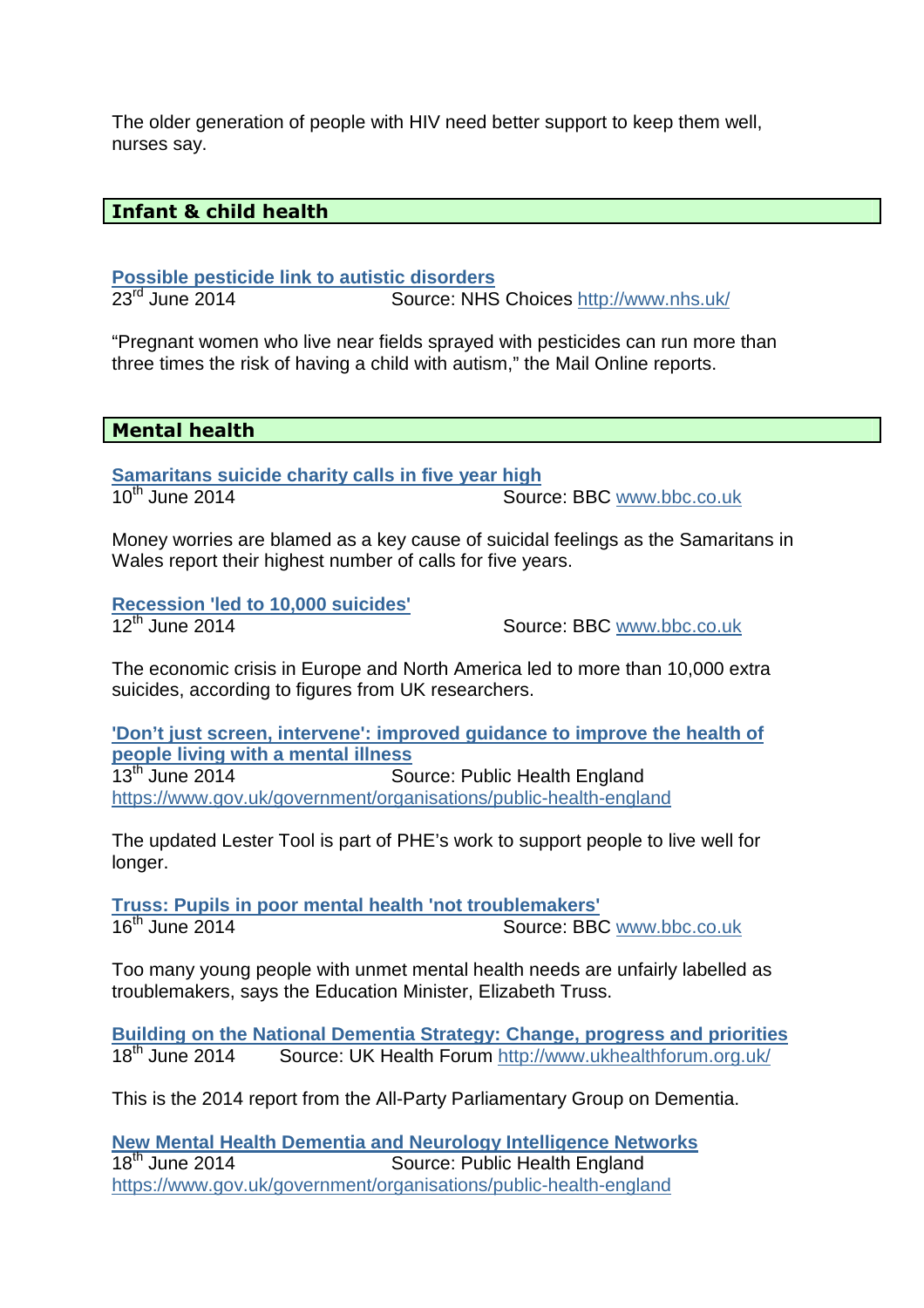The older generation of people with HIV need better support to keep them well, nurses say.

## Infant & child health

**Possible pesticide link to autistic disorders**

23rd June 2014 Source: NHS Choices http://www.nhs.uk/

"Pregnant women who live near fields sprayed with pesticides can run more than three times the risk of having a child with autism," the Mail Online reports.

## Mental health

**Samaritans suicide charity calls in five year high**

10th June 2014 Source: BBC www.bbc.co.uk

Money worries are blamed as a key cause of suicidal feelings as the Samaritans in Wales report their highest number of calls for five years.

**Recession 'led to 10,000 suicides'**

12th June 2014 Source: BBC www.bbc.co.uk

The economic crisis in Europe and North America led to more than 10,000 extra suicides, according to figures from UK researchers.

**'Don't just screen, intervene': improved guidance to improve the health of people living with a mental illness**

13th June 2014 Source: Public Health England https://www.gov.uk/government/organisations/public-health-england

The updated Lester Tool is part of PHE's work to support people to live well for longer.

**Truss: Pupils in poor mental health 'not troublemakers'**

16th June 2014 Source: BBC www.bbc.co.uk

Too many young people with unmet mental health needs are unfairly labelled as troublemakers, says the Education Minister, Elizabeth Truss.

**Building on the National Dementia Strategy: Change, progress and priorities**

18th June 2014 Source: UK Health Forum http://www.ukhealthforum.org.uk/

This is the 2014 report from the All-Party Parliamentary Group on Dementia.

**New Mental Health Dementia and Neurology Intelligence Networks**

18th June 2014 Source: Public Health England https://www.gov.uk/government/organisations/public-health-england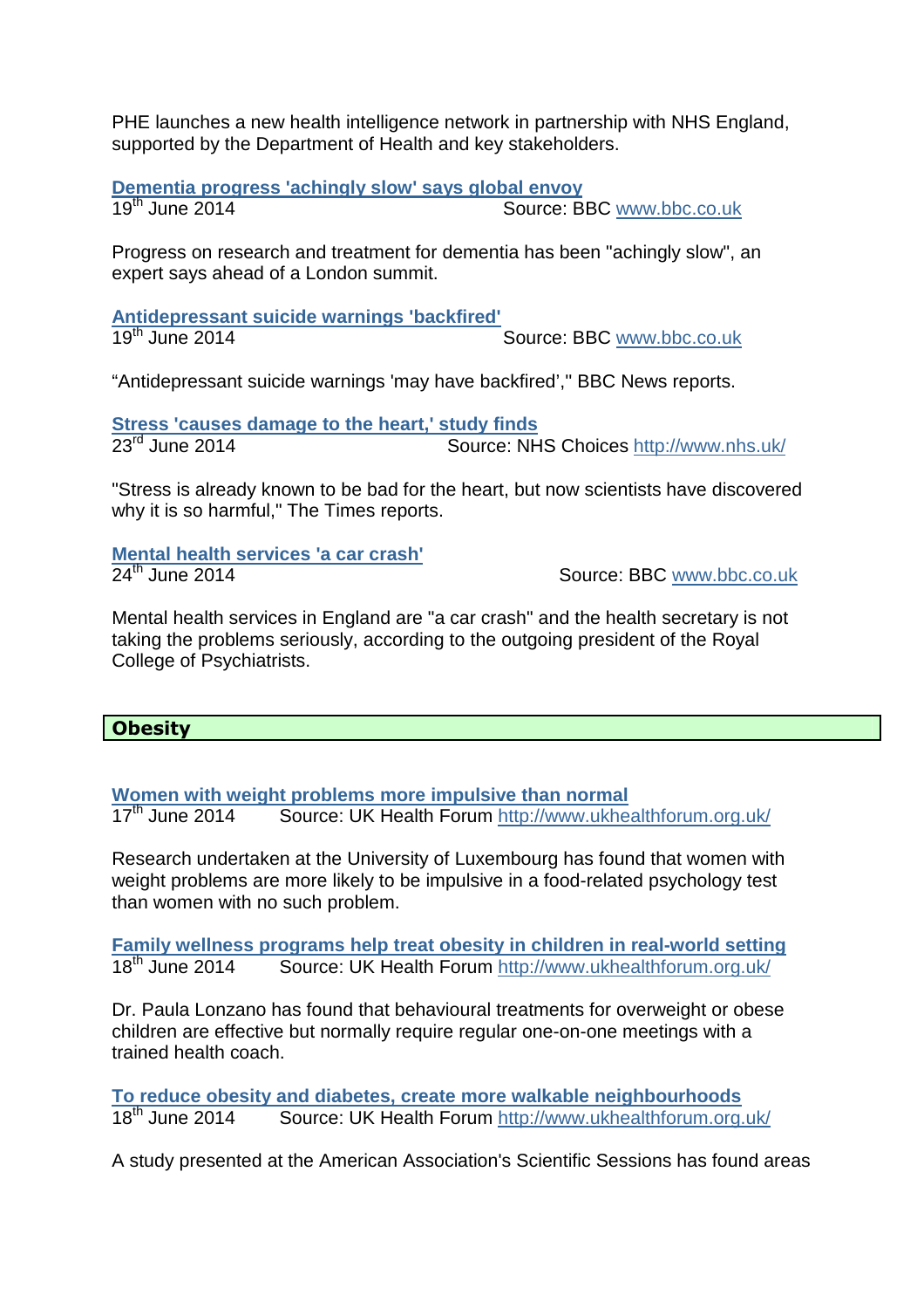PHE launches a new health intelligence network in partnership with NHS England, supported by the Department of Health and key stakeholders.

**Dementia progress 'achingly slow' says global envoy**
19th June 2014 Source: BBC www.bbc.co.uk

Progress on research and treatment for dementia has been "achingly slow", an expert says ahead of a London summit.

**Antidepressant suicide warnings 'backfired'**
19th June 2014 Source: BBC www.bbc.co.uk

"Antidepressant suicide warnings 'may have backfired'," BBC News reports.

**Stress 'causes damage to the heart,' study finds**
23rd June 2014 Source: NHS Choices http://www.nhs.uk/

"Stress is already known to be bad for the heart, but now scientists have discovered why it is so harmful," The Times reports.

**Mental health services 'a car crash'**
24th June 2014 Source: BBC www.bbc.co.uk

Mental health services in England are "a car crash" and the health secretary is not taking the problems seriously, according to the outgoing president of the Royal College of Psychiatrists.

## Obesity

**Women with weight problems more impulsive than normal**
17th June 2014 Source: UK Health Forum http://www.ukhealthforum.org.uk/

Research undertaken at the University of Luxembourg has found that women with weight problems are more likely to be impulsive in a food-related psychology test than women with no such problem.

**Family wellness programs help treat obesity in children in real-world setting**
18th June 2014 Source: UK Health Forum http://www.ukhealthforum.org.uk/

Dr. Paula Lonzano has found that behavioural treatments for overweight or obese children are effective but normally require regular one-on-one meetings with a trained health coach.

**To reduce obesity and diabetes, create more walkable neighbourhoods**
18th June 2014 Source: UK Health Forum http://www.ukhealthforum.org.uk/

A study presented at the American Association's Scientific Sessions has found areas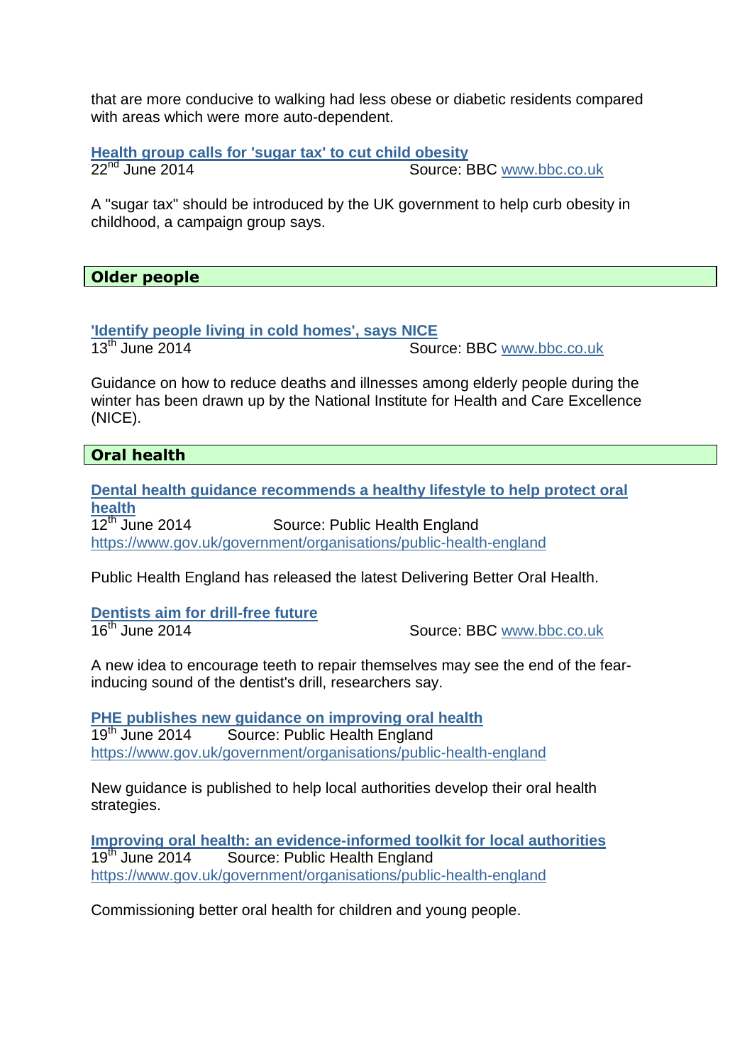that are more conducive to walking had less obese or diabetic residents compared with areas which were more auto-dependent.

**Health group calls for 'sugar tax' to cut child obesity**
22nd June 2014 Source: BBC www.bbc.co.uk

A "sugar tax" should be introduced by the UK government to help curb obesity in childhood, a campaign group says.

## Older people

**'Identify people living in cold homes', says NICE**
13th June 2014 Source: BBC www.bbc.co.uk

Guidance on how to reduce deaths and illnesses among elderly people during the winter has been drawn up by the National Institute for Health and Care Excellence (NICE).

## Oral health

**Dental health guidance recommends a healthy lifestyle to help protect oral health**
12th June 2014 Source: Public Health England
https://www.gov.uk/government/organisations/public-health-england

Public Health England has released the latest Delivering Better Oral Health.

**Dentists aim for drill-free future**
16th June 2014 Source: BBC www.bbc.co.uk

A new idea to encourage teeth to repair themselves may see the end of the fear-inducing sound of the dentist's drill, researchers say.

**PHE publishes new guidance on improving oral health**
19th June 2014 Source: Public Health England
https://www.gov.uk/government/organisations/public-health-england

New guidance is published to help local authorities develop their oral health strategies.

**Improving oral health: an evidence-informed toolkit for local authorities**
19th June 2014 Source: Public Health England
https://www.gov.uk/government/organisations/public-health-england

Commissioning better oral health for children and young people.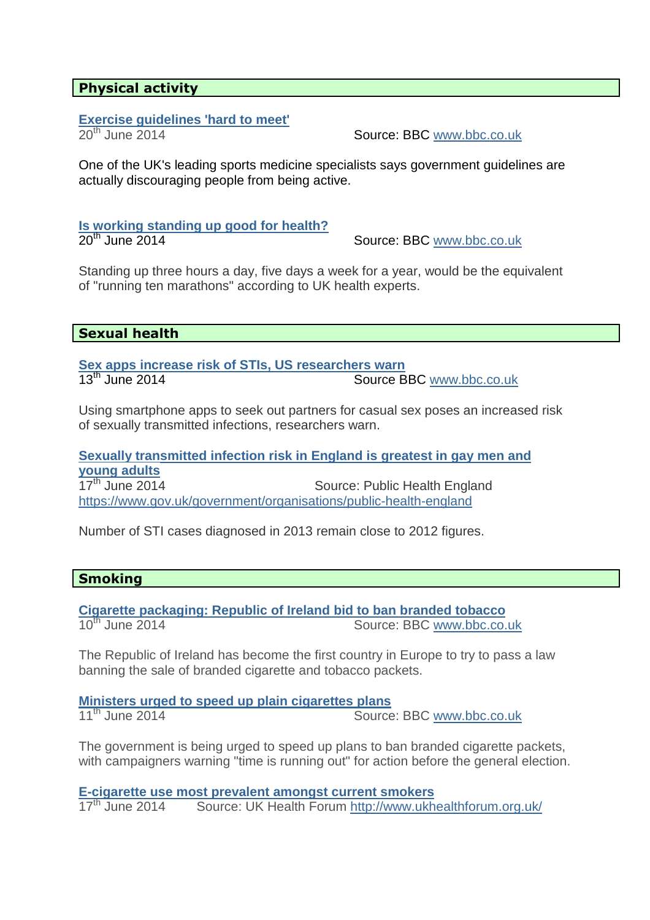## Physical activity

**Exercise guidelines 'hard to meet'**

20th June 2014 Source: BBC www.bbc.co.uk

One of the UK's leading sports medicine specialists says government guidelines are actually discouraging people from being active.

**Is working standing up good for health?**

20th June 2014 Source: BBC www.bbc.co.uk

Standing up three hours a day, five days a week for a year, would be the equivalent of "running ten marathons" according to UK health experts.

## Sexual health

**Sex apps increase risk of STIs, US researchers warn**

13th June 2014 Source BBC www.bbc.co.uk

Using smartphone apps to seek out partners for casual sex poses an increased risk of sexually transmitted infections, researchers warn.

**Sexually transmitted infection risk in England is greatest in gay men and young adults**

17th June 2014 Source: Public Health England
https://www.gov.uk/government/organisations/public-health-england

Number of STI cases diagnosed in 2013 remain close to 2012 figures.

## Smoking

**Cigarette packaging: Republic of Ireland bid to ban branded tobacco**

10th June 2014 Source: BBC www.bbc.co.uk

The Republic of Ireland has become the first country in Europe to try to pass a law banning the sale of branded cigarette and tobacco packets.

**Ministers urged to speed up plain cigarettes plans**

11th June 2014 Source: BBC www.bbc.co.uk

The government is being urged to speed up plans to ban branded cigarette packets, with campaigners warning "time is running out" for action before the general election.

**E-cigarette use most prevalent amongst current smokers**

17th June 2014 Source: UK Health Forum http://www.ukhealthforum.org.uk/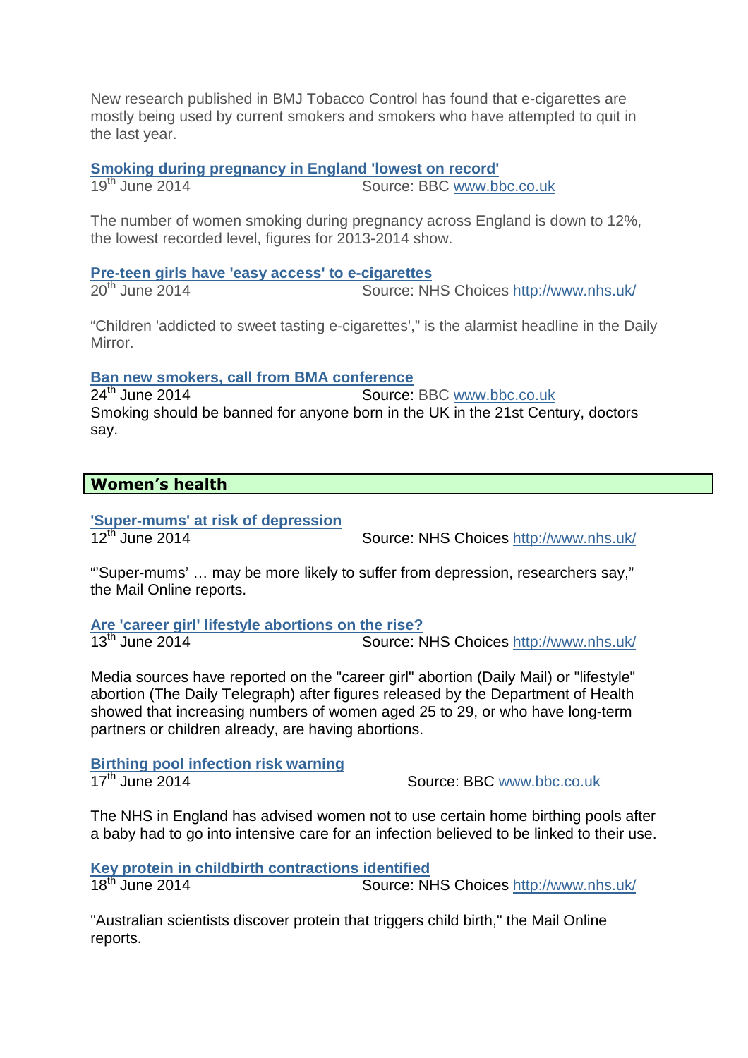New research published in BMJ Tobacco Control has found that e-cigarettes are mostly being used by current smokers and smokers who have attempted to quit in the last year.

**Smoking during pregnancy in England 'lowest on record'**
19th June 2014 Source: BBC www.bbc.co.uk

The number of women smoking during pregnancy across England is down to 12%, the lowest recorded level, figures for 2013-2014 show.

**Pre-teen girls have 'easy access' to e-cigarettes**
20th June 2014 Source: NHS Choices http://www.nhs.uk/

“Children 'addicted to sweet tasting e-cigarettes',” is the alarmist headline in the Daily Mirror.

**Ban new smokers, call from BMA conference**
24th June 2014 Source: BBC www.bbc.co.uk
Smoking should be banned for anyone born in the UK in the 21st Century, doctors say.

## Women's health

**'Super-mums' at risk of depression**
12th June 2014 Source: NHS Choices http://www.nhs.uk/

"'Super-mums' … may be more likely to suffer from depression, researchers say," the Mail Online reports.

**Are 'career girl' lifestyle abortions on the rise?**
13th June 2014 Source: NHS Choices http://www.nhs.uk/

Media sources have reported on the "career girl" abortion (Daily Mail) or "lifestyle" abortion (The Daily Telegraph) after figures released by the Department of Health showed that increasing numbers of women aged 25 to 29, or who have long-term partners or children already, are having abortions.

**Birthing pool infection risk warning**
17th June 2014 Source: BBC www.bbc.co.uk

The NHS in England has advised women not to use certain home birthing pools after a baby had to go into intensive care for an infection believed to be linked to their use.

**Key protein in childbirth contractions identified**
18th June 2014 Source: NHS Choices http://www.nhs.uk/

"Australian scientists discover protein that triggers child birth," the Mail Online reports.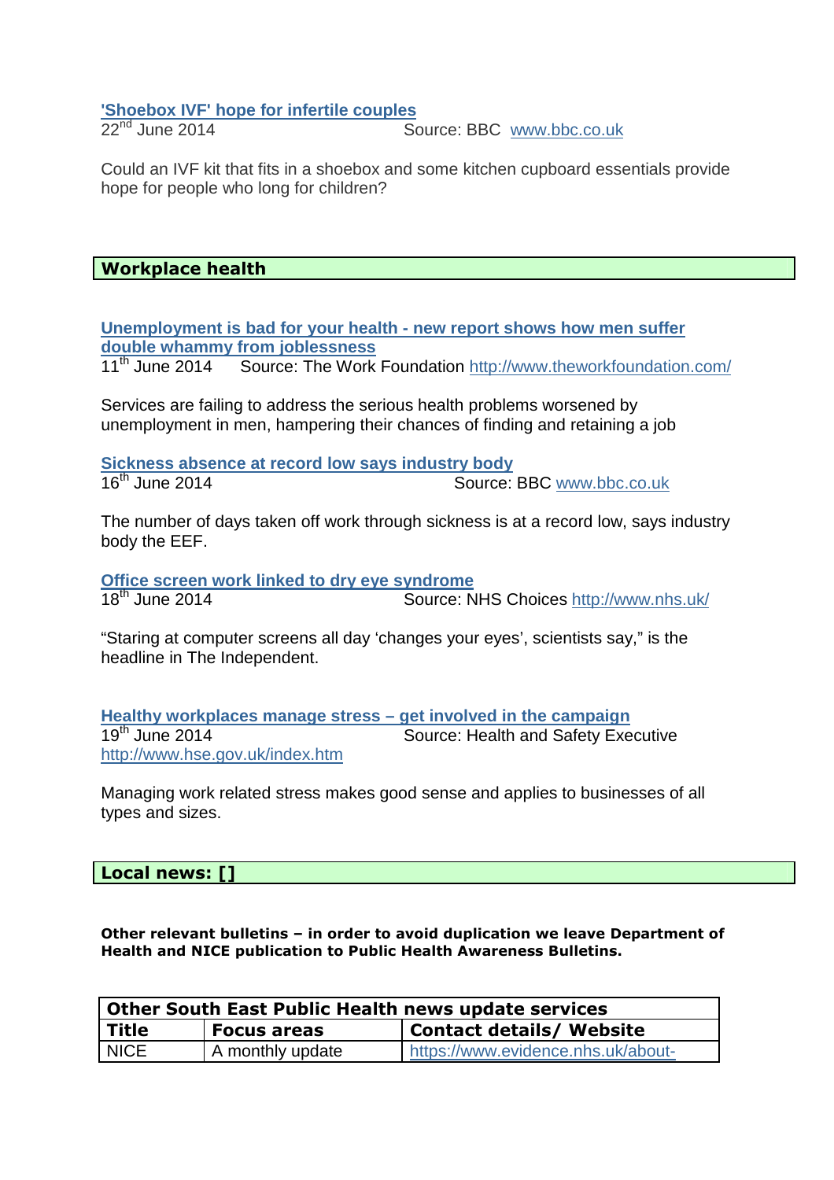**'Shoebox IVF' hope for infertile couples**

22nd June 2014 Source: BBC www.bbc.co.uk

Could an IVF kit that fits in a shoebox and some kitchen cupboard essentials provide hope for people who long for children?

## Workplace health

**Unemployment is bad for your health - new report shows how men suffer double whammy from joblessness**

11th June 2014 Source: The Work Foundation http://www.theworkfoundation.com/

Services are failing to address the serious health problems worsened by unemployment in men, hampering their chances of finding and retaining a job

**Sickness absence at record low says industry body**

16th June 2014 Source: BBC www.bbc.co.uk

The number of days taken off work through sickness is at a record low, says industry body the EEF.

**Office screen work linked to dry eye syndrome**

18th June 2014 Source: NHS Choices http://www.nhs.uk/

"Staring at computer screens all day 'changes your eyes', scientists say," is the headline in The Independent.

**Healthy workplaces manage stress – get involved in the campaign**

19th June 2014 Source: Health and Safety Executive
http://www.hse.gov.uk/index.htm

Managing work related stress makes good sense and applies to businesses of all types and sizes.

## Local news: []

**Other relevant bulletins – in order to avoid duplication we leave Department of Health and NICE publication to Public Health Awareness Bulletins.**

| Other South East Public Health news update services | | |
|---|---|---|
| **Title** | **Focus areas** | **Contact details/ Website** |
| NICE | A monthly update | https://www.evidence.nhs.uk/about- |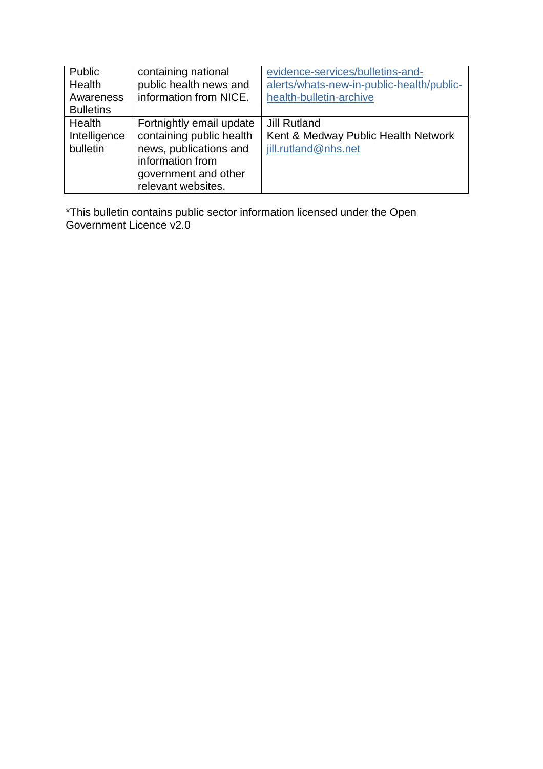| | | |
|---|---|---|
| Public Health Awareness Bulletins | containing national public health news and information from NICE. | evidence-services/bulletins-and-alerts/whats-new-in-public-health/public-health-bulletin-archive |
| Health Intelligence bulletin | Fortnightly email update containing public health news, publications and information from government and other relevant websites. | Jill Rutland<br>Kent & Medway Public Health Network<br>jill.rutland@nhs.net |

*This bulletin contains public sector information licensed under the Open Government Licence v2.0